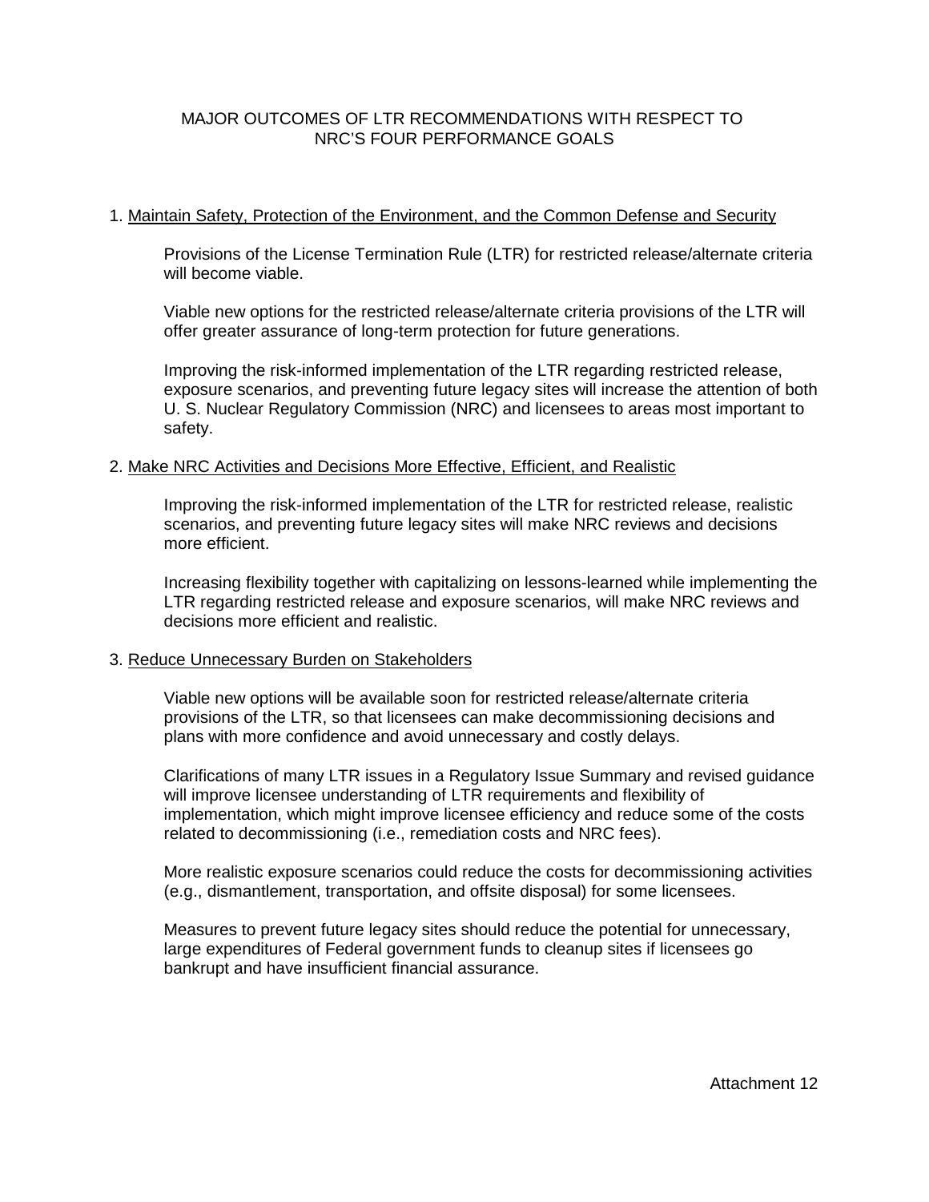# MAJOR OUTCOMES OF LTR RECOMMENDATIONS WITH RESPECT TO NRC'S FOUR PERFORMANCE GOALS

1. <u>Maintain Safety, Protection of the Environment, and the Common Defense and Security</u>

    Provisions of the License Termination Rule (LTR) for restricted release/alternate criteria will become viable.

    Viable new options for the restricted release/alternate criteria provisions of the LTR will offer greater assurance of long-term protection for future generations.

    Improving the risk-informed implementation of the LTR regarding restricted release, exposure scenarios, and preventing future legacy sites will increase the attention of both U. S. Nuclear Regulatory Commission (NRC) and licensees to areas most important to safety.

2. <u>Make NRC Activities and Decisions More Effective, Efficient, and Realistic</u>

    Improving the risk-informed implementation of the LTR for restricted release, realistic scenarios, and preventing future legacy sites will make NRC reviews and decisions more efficient.

    Increasing flexibility together with capitalizing on lessons-learned while implementing the LTR regarding restricted release and exposure scenarios, will make NRC reviews and decisions more efficient and realistic.

3. <u>Reduce Unnecessary Burden on Stakeholders</u>

    Viable new options will be available soon for restricted release/alternate criteria provisions of the LTR, so that licensees can make decommissioning decisions and plans with more confidence and avoid unnecessary and costly delays.

    Clarifications of many LTR issues in a Regulatory Issue Summary and revised guidance will improve licensee understanding of LTR requirements and flexibility of implementation, which might improve licensee efficiency and reduce some of the costs related to decommissioning (i.e., remediation costs and NRC fees).

    More realistic exposure scenarios could reduce the costs for decommissioning activities (e.g., dismantlement, transportation, and offsite disposal) for some licensees.

    Measures to prevent future legacy sites should reduce the potential for unnecessary, large expenditures of Federal government funds to cleanup sites if licensees go bankrupt and have insufficient financial assurance.

Attachment 12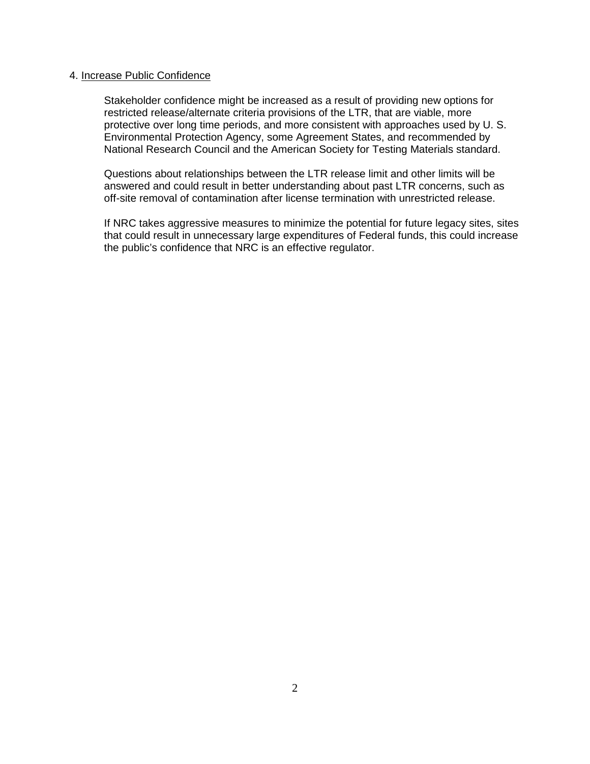4. Increase Public Confidence

Stakeholder confidence might be increased as a result of providing new options for restricted release/alternate criteria provisions of the LTR, that are viable, more protective over long time periods, and more consistent with approaches used by U. S. Environmental Protection Agency, some Agreement States, and recommended by National Research Council and the American Society for Testing Materials standard.

Questions about relationships between the LTR release limit and other limits will be answered and could result in better understanding about past LTR concerns, such as off-site removal of contamination after license termination with unrestricted release.

If NRC takes aggressive measures to minimize the potential for future legacy sites, sites that could result in unnecessary large expenditures of Federal funds, this could increase the public's confidence that NRC is an effective regulator.